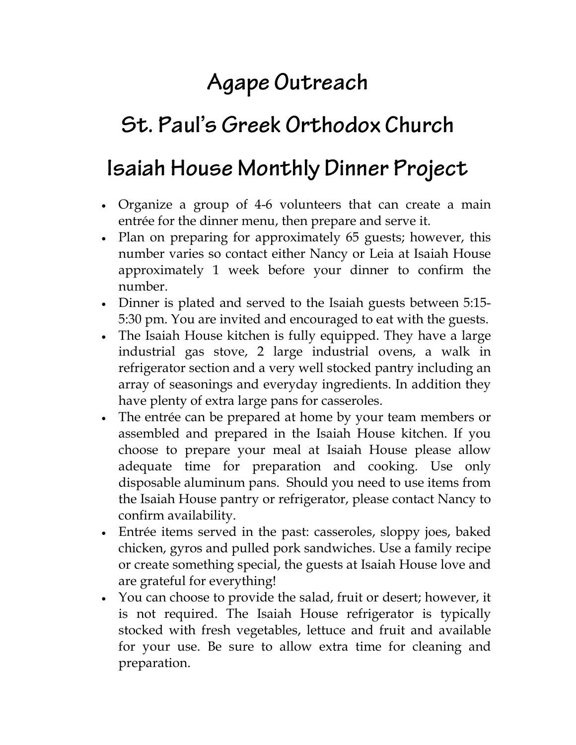# Agape Outreach

# St. Paul's Greek Orthodox Church

# Isaiah House Monthly Dinner Project

- Organize a group of 4-6 volunteers that can create a main entrée for the dinner menu, then prepare and serve it.
- Plan on preparing for approximately 65 guests; however, this number varies so contact either Nancy or Leia at Isaiah House approximately 1 week before your dinner to confirm the number.
- Dinner is plated and served to the Isaiah guests between 5:15-5:30 pm. You are invited and encouraged to eat with the guests.
- The Isaiah House kitchen is fully equipped. They have a large industrial gas stove, 2 large industrial ovens, a walk in refrigerator section and a very well stocked pantry including an array of seasonings and everyday ingredients. In addition they have plenty of extra large pans for casseroles.
- The entrée can be prepared at home by your team members or assembled and prepared in the Isaiah House kitchen. If you choose to prepare your meal at Isaiah House please allow adequate time for preparation and cooking. Use only disposable aluminum pans. Should you need to use items from the Isaiah House pantry or refrigerator, please contact Nancy to confirm availability.
- Entrée items served in the past: casseroles, sloppy joes, baked chicken, gyros and pulled pork sandwiches. Use a family recipe or create something special, the guests at Isaiah House love and are grateful for everything!
- You can choose to provide the salad, fruit or desert; however, it is not required. The Isaiah House refrigerator is typically stocked with fresh vegetables, lettuce and fruit and available for your use. Be sure to allow extra time for cleaning and preparation.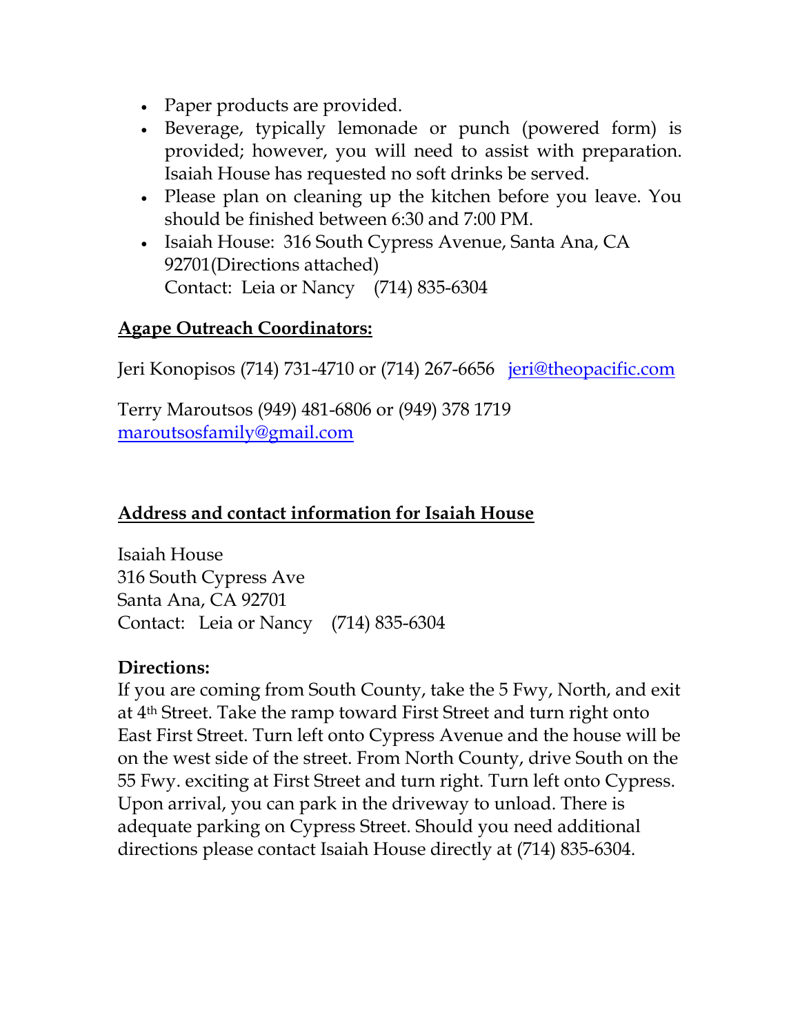- Paper products are provided.
- Beverage, typically lemonade or punch (powered form) is provided; however, you will need to assist with preparation. Isaiah House has requested no soft drinks be served.
- Please plan on cleaning up the kitchen before you leave. You should be finished between 6:30 and 7:00 PM.
- Isaiah House: 316 South Cypress Avenue, Santa Ana, CA 92701(Directions attached)
  Contact: Leia or Nancy (714) 835-6304

**Agape Outreach Coordinators:**

Jeri Konopisos (714) 731-4710 or (714) 267-6656 jeri@theopacific.com

Terry Maroutsos (949) 481-6806 or (949) 378 1719
maroutsosfamily@gmail.com

**Address and contact information for Isaiah House**

Isaiah House
316 South Cypress Ave
Santa Ana, CA 92701
Contact: Leia or Nancy (714) 835-6304

**Directions:**
If you are coming from South County, take the 5 Fwy, North, and exit at 4th Street. Take the ramp toward First Street and turn right onto East First Street. Turn left onto Cypress Avenue and the house will be on the west side of the street. From North County, drive South on the 55 Fwy. exciting at First Street and turn right. Turn left onto Cypress. Upon arrival, you can park in the driveway to unload. There is adequate parking on Cypress Street. Should you need additional directions please contact Isaiah House directly at (714) 835-6304.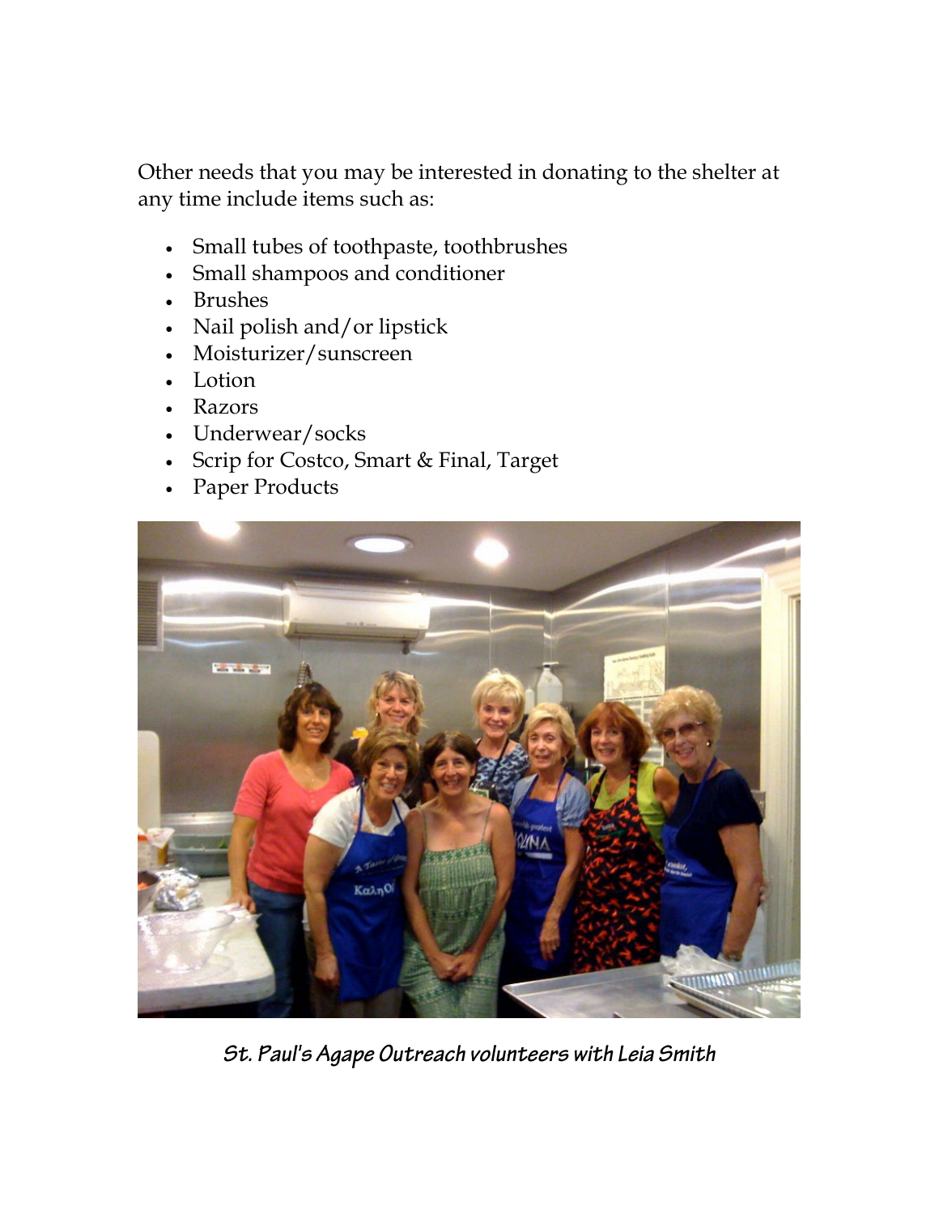Other needs that you may be interested in donating to the shelter at any time include items such as:

- Small tubes of toothpaste, toothbrushes
- Small shampoos and conditioner
- Brushes
- Nail polish and/or lipstick
- Moisturizer/sunscreen
- Lotion
- Razors
- Underwear/socks
- Scrip for Costco, Smart & Final, Target
- Paper Products

***St. Paul's Agape Outreach volunteers with Leia Smith***